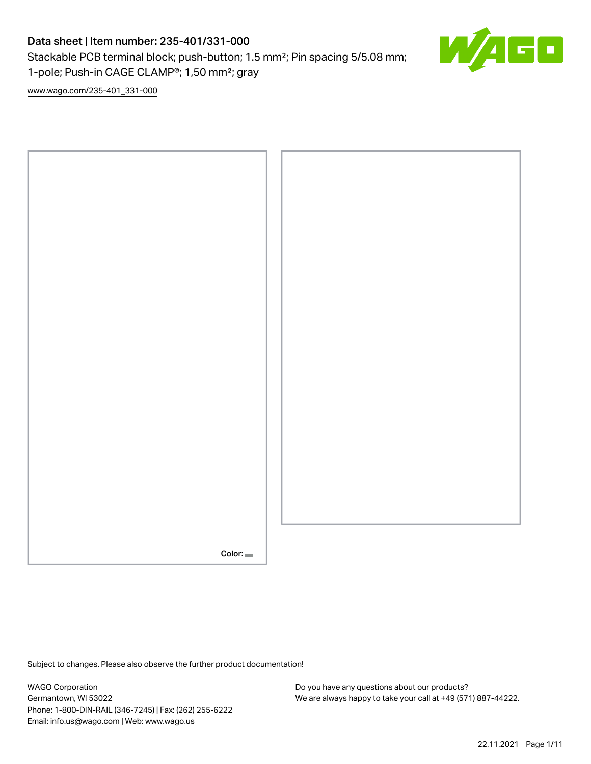# Data sheet | Item number: 235-401/331-000

Stackable PCB terminal block; push-button; 1.5 mm²; Pin spacing 5/5.08 mm; 1-pole; Push-in CAGE CLAMP®; 1,50 mm²; gray

www.wago.com/235-401_331-000

Color:

Subject to changes. Please also observe the further product documentation!

WAGO Corporation
Germantown, WI 53022
Phone: 1-800-DIN-RAIL (346-7245) | Fax: (262) 255-6222
Email: info.us@wago.com | Web: www.wago.us

Do you have any questions about our products?
We are always happy to take your call at +49 (571) 887-44222.

22.11.2021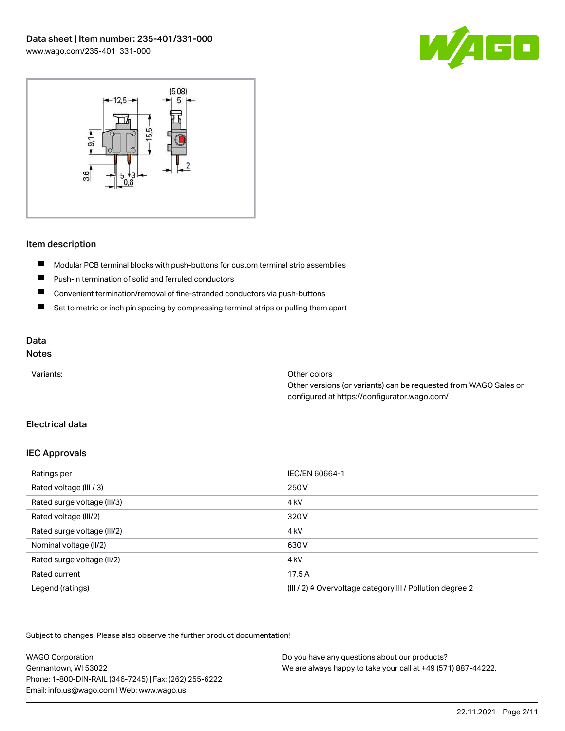## Item description

- Modular PCB terminal blocks with push-buttons for custom terminal strip assemblies
- Push-in termination of solid and ferruled conductors
- Convenient termination/removal of fine-stranded conductors via push-buttons
- Set to metric or inch pin spacing by compressing terminal strips or pulling them apart

## Data

### Notes

| | |
|---|---|
| Variants: | Other colors<br>Other versions (or variants) can be requested from WAGO Sales or configured at https://configurator.wago.com/ |

## Electrical data

### IEC Approvals

| | |
|---|---|
| Ratings per | IEC/EN 60664-1 |
| Rated voltage (III / 3) | 250 V |
| Rated surge voltage (III/3) | 4 kV |
| Rated voltage (III/2) | 320 V |
| Rated surge voltage (III/2) | 4 kV |
| Nominal voltage (II/2) | 630 V |
| Rated surge voltage (II/2) | 4 kV |
| Rated current | 17.5 A |
| Legend (ratings) | (III / 2) ≙ Overvoltage category III / Pollution degree 2 |

Subject to changes. Please also observe the further product documentation!

WAGO Corporation
Germantown, WI 53022
Phone: 1-800-DIN-RAIL (346-7245) | Fax: (262) 255-6222
Email: info.us@wago.com | Web: www.wago.us

Do you have any questions about our products?
We are always happy to take your call at +49 (571) 887-44222.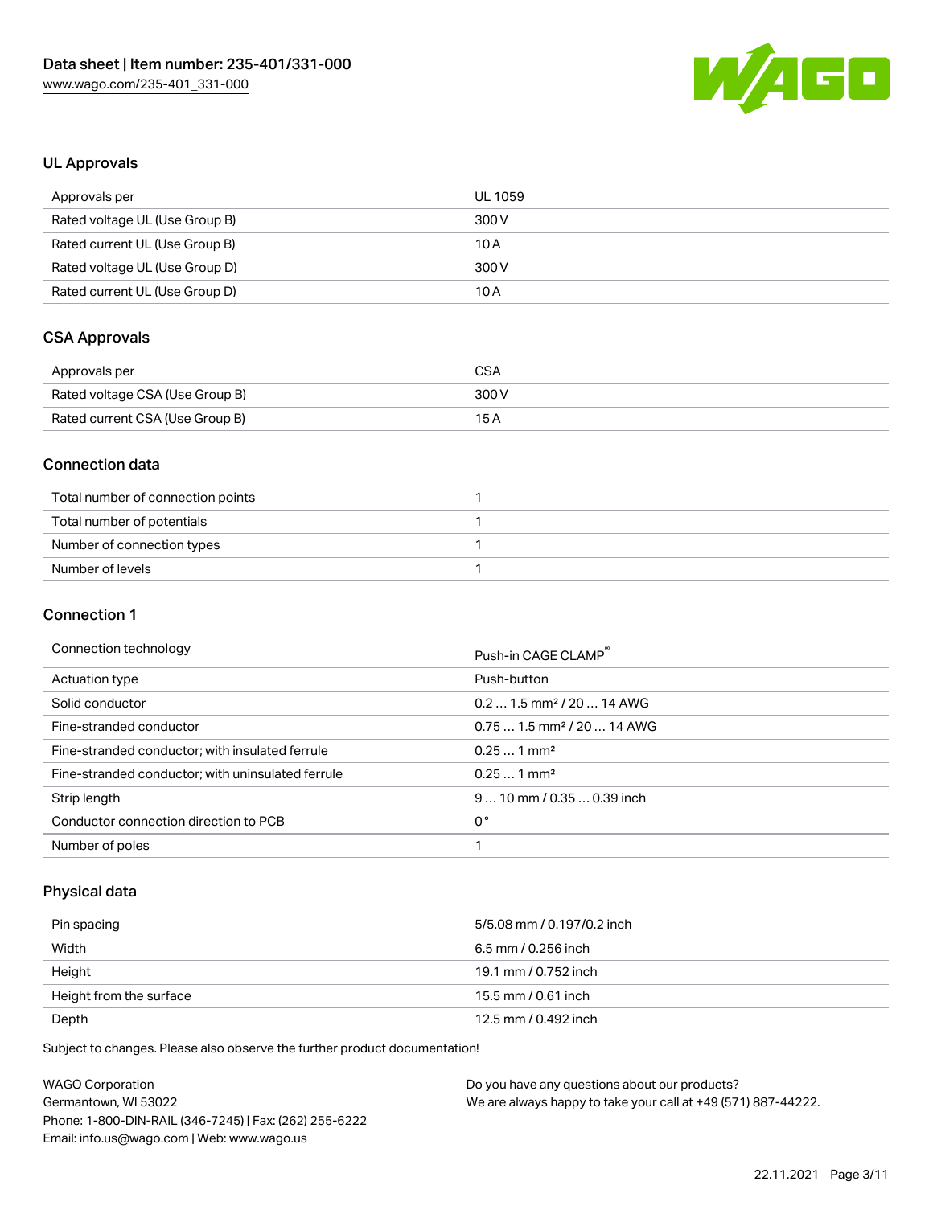## UL Approvals

| Approvals per | UL 1059 |
| --- | --- |
| Rated voltage UL (Use Group B) | 300 V |
| Rated current UL (Use Group B) | 10 A |
| Rated voltage UL (Use Group D) | 300 V |
| Rated current UL (Use Group D) | 10 A |

## CSA Approvals

| Approvals per | CSA |
| --- | --- |
| Rated voltage CSA (Use Group B) | 300 V |
| Rated current CSA (Use Group B) | 15 A |

## Connection data

| Total number of connection points | 1 |
| --- | --- |
| Total number of potentials | 1 |
| Number of connection types | 1 |
| Number of levels | 1 |

## Connection 1

| Connection technology | Push-in CAGE CLAMP® |
| --- | --- |
| Actuation type | Push-button |
| Solid conductor | 0.2 … 1.5 mm² / 20 … 14 AWG |
| Fine-stranded conductor | 0.75 … 1.5 mm² / 20 … 14 AWG |
| Fine-stranded conductor; with insulated ferrule | 0.25 … 1 mm² |
| Fine-stranded conductor; with uninsulated ferrule | 0.25 … 1 mm² |
| Strip length | 9 … 10 mm / 0.35 … 0.39 inch |
| Conductor connection direction to PCB | 0 ° |
| Number of poles | 1 |

## Physical data

| Pin spacing | 5/5.08 mm / 0.197/0.2 inch |
| --- | --- |
| Width | 6.5 mm / 0.256 inch |
| Height | 19.1 mm / 0.752 inch |
| Height from the surface | 15.5 mm / 0.61 inch |
| Depth | 12.5 mm / 0.492 inch |

Subject to changes. Please also observe the further product documentation!

WAGO Corporation
Germantown, WI 53022
Phone: 1-800-DIN-RAIL (346-7245) | Fax: (262) 255-6222
Email: info.us@wago.com | Web: www.wago.us

Do you have any questions about our products?
We are always happy to take your call at +49 (571) 887-44222.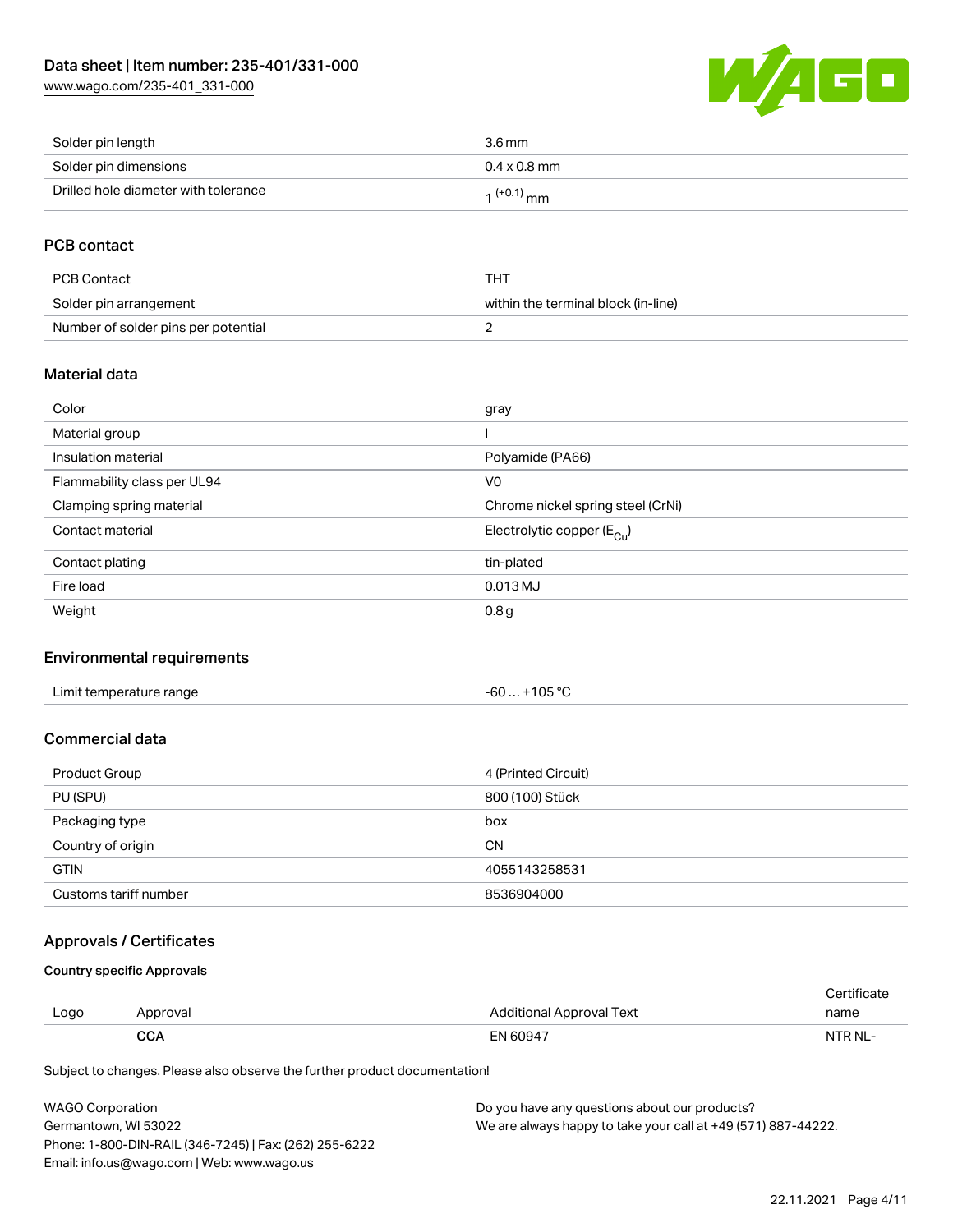| | |
|---|---|
| Solder pin length | 3.6 mm |
| Solder pin dimensions | 0.4 x 0.8 mm |
| Drilled hole diameter with tolerance | $1^{(+0.1)}$ mm |

## PCB contact

| | |
|---|---|
| PCB Contact | THT |
| Solder pin arrangement | within the terminal block (in-line) |
| Number of solder pins per potential | 2 |

## Material data

| | |
|---|---|
| Color | gray |
| Material group | I |
| Insulation material | Polyamide (PA66) |
| Flammability class per UL94 | V0 |
| Clamping spring material | Chrome nickel spring steel (CrNi) |
| Contact material | Electrolytic copper ($E_{Cu}$) |
| Contact plating | tin-plated |
| Fire load | 0.013 MJ |
| Weight | 0.8 g |

## Environmental requirements

| | |
|---|---|
| Limit temperature range | -60 … +105 °C |

## Commercial data

| | |
|---|---|
| Product Group | 4 (Printed Circuit) |
| PU (SPU) | 800 (100) Stück |
| Packaging type | box |
| Country of origin | CN |
| GTIN | 4055143258531 |
| Customs tariff number | 8536904000 |

## Approvals / Certificates

### Country specific Approvals

| Logo | Approval | Additional Approval Text | Certificate name |
|---|---|---|---|
| | **CCA** | EN 60947 | NTR NL- |

Subject to changes. Please also observe the further product documentation!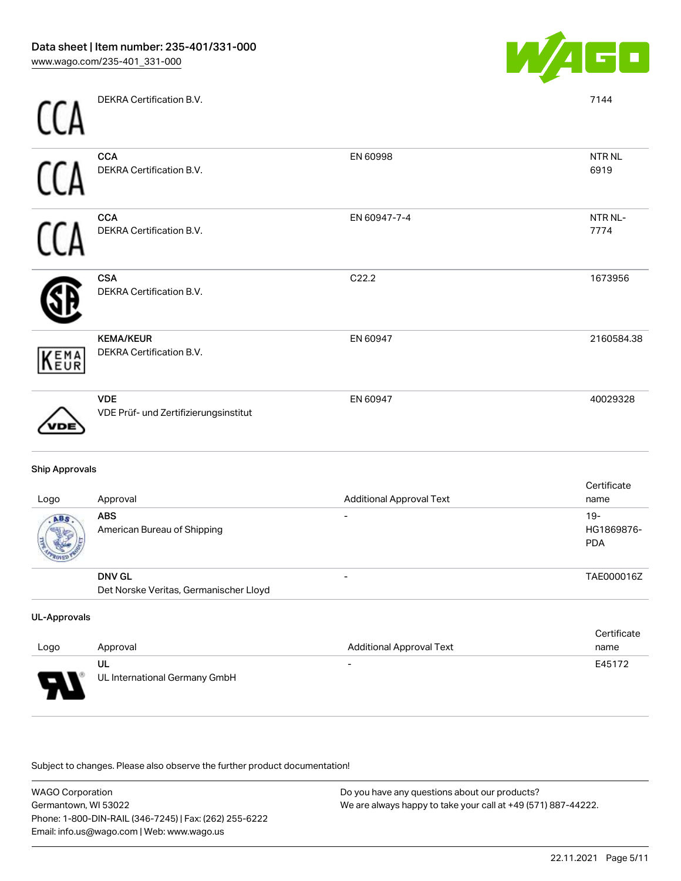| Logo | Approval | Additional Approval Text | Certificate name |
|---|---|---|---|
| | DEKRA Certification B.V. | | 7144 |
| | **CCA**<br>DEKRA Certification B.V. | EN 60998 | NTR NL 6919 |
| | **CCA**<br>DEKRA Certification B.V. | EN 60947-7-4 | NTR NL-7774 |
| | **CSA**<br>DEKRA Certification B.V. | C22.2 | 1673956 |
| | **KEMA/KEUR**<br>DEKRA Certification B.V. | EN 60947 | 2160584.38 |
| | **VDE**<br>VDE Prüf- und Zertifizierungsinstitut | EN 60947 | 40029328 |

#### Ship Approvals

| Logo | Approval | Additional Approval Text | Certificate name |
|---|---|---|---|
| | **ABS**<br>American Bureau of Shipping | - | 19-HG1869876-PDA |
| | **DNV GL**<br>Det Norske Veritas, Germanischer Lloyd | - | TAE000016Z |

#### UL-Approvals

| Logo | Approval | Additional Approval Text | Certificate name |
|---|---|---|---|
| | **UL**<br>UL International Germany GmbH | - | E45172 |

Subject to changes. Please also observe the further product documentation!

WAGO Corporation
Germantown, WI 53022
Phone: 1-800-DIN-RAIL (346-7245) | Fax: (262) 255-6222
Email: info.us@wago.com | Web: www.wago.us

Do you have any questions about our products?
We are always happy to take your call at +49 (571) 887-44222.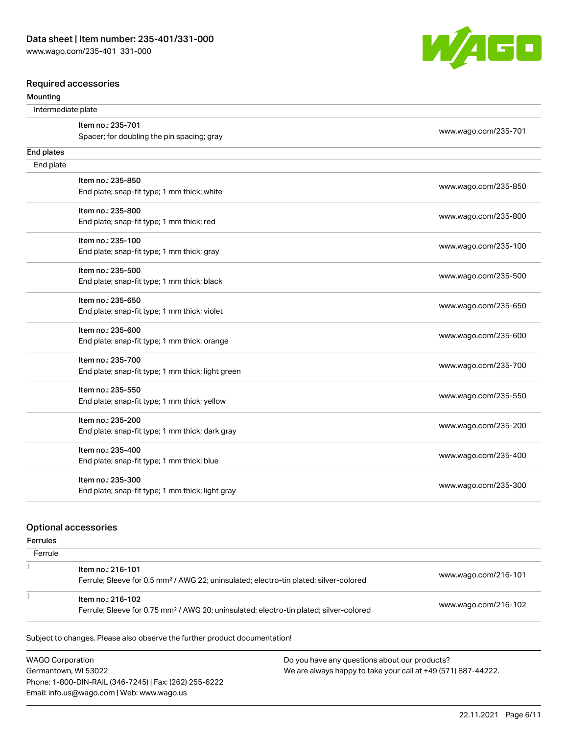## Required accessories

### Mounting

| Intermediate plate | |
|---|---|
| Item no.: 235-701<br>Spacer; for doubling the pin spacing; gray | www.wago.com/235-701 |

### End plates

| End plate | |
|---|---|
| Item no.: 235-850<br>End plate; snap-fit type; 1 mm thick; white | www.wago.com/235-850 |
| Item no.: 235-800<br>End plate; snap-fit type; 1 mm thick; red | www.wago.com/235-800 |
| Item no.: 235-100<br>End plate; snap-fit type; 1 mm thick; gray | www.wago.com/235-100 |
| Item no.: 235-500<br>End plate; snap-fit type; 1 mm thick; black | www.wago.com/235-500 |
| Item no.: 235-650<br>End plate; snap-fit type; 1 mm thick; violet | www.wago.com/235-650 |
| Item no.: 235-600<br>End plate; snap-fit type; 1 mm thick; orange | www.wago.com/235-600 |
| Item no.: 235-700<br>End plate; snap-fit type; 1 mm thick; light green | www.wago.com/235-700 |
| Item no.: 235-550<br>End plate; snap-fit type; 1 mm thick; yellow | www.wago.com/235-550 |
| Item no.: 235-200<br>End plate; snap-fit type; 1 mm thick; dark gray | www.wago.com/235-200 |
| Item no.: 235-400<br>End plate; snap-fit type; 1 mm thick; blue | www.wago.com/235-400 |
| Item no.: 235-300<br>End plate; snap-fit type; 1 mm thick; light gray | www.wago.com/235-300 |

## Optional accessories

### Ferrules

| Ferrule | |
|---|---|
| Item no.: 216-101<br>Ferrule; Sleeve for 0.5 mm² / AWG 22; uninsulated; electro-tin plated; silver-colored | www.wago.com/216-101 |
| Item no.: 216-102<br>Ferrule; Sleeve for 0.75 mm² / AWG 20; uninsulated; electro-tin plated; silver-colored | www.wago.com/216-102 |

Subject to changes. Please also observe the further product documentation!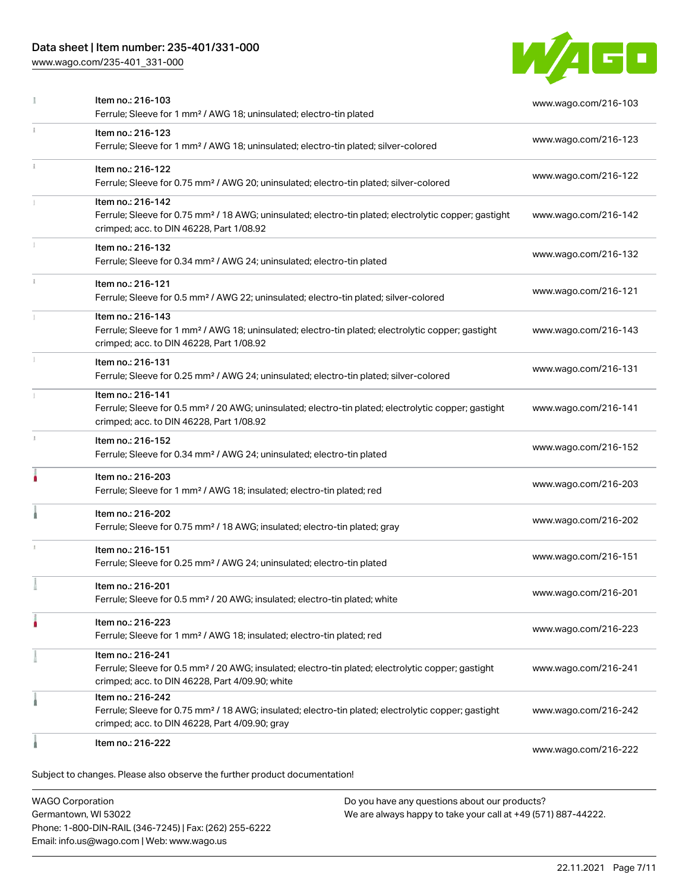| Item | Link |
| --- | --- |
| Item no.: 216-103<br>Ferrule; Sleeve for 1 mm² / AWG 18; uninsulated; electro-tin plated | www.wago.com/216-103 |
| Item no.: 216-123<br>Ferrule; Sleeve for 1 mm² / AWG 18; uninsulated; electro-tin plated; silver-colored | www.wago.com/216-123 |
| Item no.: 216-122<br>Ferrule; Sleeve for 0.75 mm² / AWG 20; uninsulated; electro-tin plated; silver-colored | www.wago.com/216-122 |
| Item no.: 216-142<br>Ferrule; Sleeve for 0.75 mm² / 18 AWG; uninsulated; electro-tin plated; electrolytic copper; gastight crimped; acc. to DIN 46228, Part 1/08.92 | www.wago.com/216-142 |
| Item no.: 216-132<br>Ferrule; Sleeve for 0.34 mm² / AWG 24; uninsulated; electro-tin plated | www.wago.com/216-132 |
| Item no.: 216-121<br>Ferrule; Sleeve for 0.5 mm² / AWG 22; uninsulated; electro-tin plated; silver-colored | www.wago.com/216-121 |
| Item no.: 216-143<br>Ferrule; Sleeve for 1 mm² / AWG 18; uninsulated; electro-tin plated; electrolytic copper; gastight crimped; acc. to DIN 46228, Part 1/08.92 | www.wago.com/216-143 |
| Item no.: 216-131<br>Ferrule; Sleeve for 0.25 mm² / AWG 24; uninsulated; electro-tin plated; silver-colored | www.wago.com/216-131 |
| Item no.: 216-141<br>Ferrule; Sleeve for 0.5 mm² / 20 AWG; uninsulated; electro-tin plated; electrolytic copper; gastight crimped; acc. to DIN 46228, Part 1/08.92 | www.wago.com/216-141 |
| Item no.: 216-152<br>Ferrule; Sleeve for 0.34 mm² / AWG 24; uninsulated; electro-tin plated | www.wago.com/216-152 |
| Item no.: 216-203<br>Ferrule; Sleeve for 1 mm² / AWG 18; insulated; electro-tin plated; red | www.wago.com/216-203 |
| Item no.: 216-202<br>Ferrule; Sleeve for 0.75 mm² / 18 AWG; insulated; electro-tin plated; gray | www.wago.com/216-202 |
| Item no.: 216-151<br>Ferrule; Sleeve for 0.25 mm² / AWG 24; uninsulated; electro-tin plated | www.wago.com/216-151 |
| Item no.: 216-201<br>Ferrule; Sleeve for 0.5 mm² / 20 AWG; insulated; electro-tin plated; white | www.wago.com/216-201 |
| Item no.: 216-223<br>Ferrule; Sleeve for 1 mm² / AWG 18; insulated; electro-tin plated; red | www.wago.com/216-223 |
| Item no.: 216-241<br>Ferrule; Sleeve for 0.5 mm² / 20 AWG; insulated; electro-tin plated; electrolytic copper; gastight crimped; acc. to DIN 46228, Part 4/09.90; white | www.wago.com/216-241 |
| Item no.: 216-242<br>Ferrule; Sleeve for 0.75 mm² / 18 AWG; insulated; electro-tin plated; electrolytic copper; gastight crimped; acc. to DIN 46228, Part 4/09.90; gray | www.wago.com/216-242 |
| Item no.: 216-222 | www.wago.com/216-222 |

Subject to changes. Please also observe the further product documentation!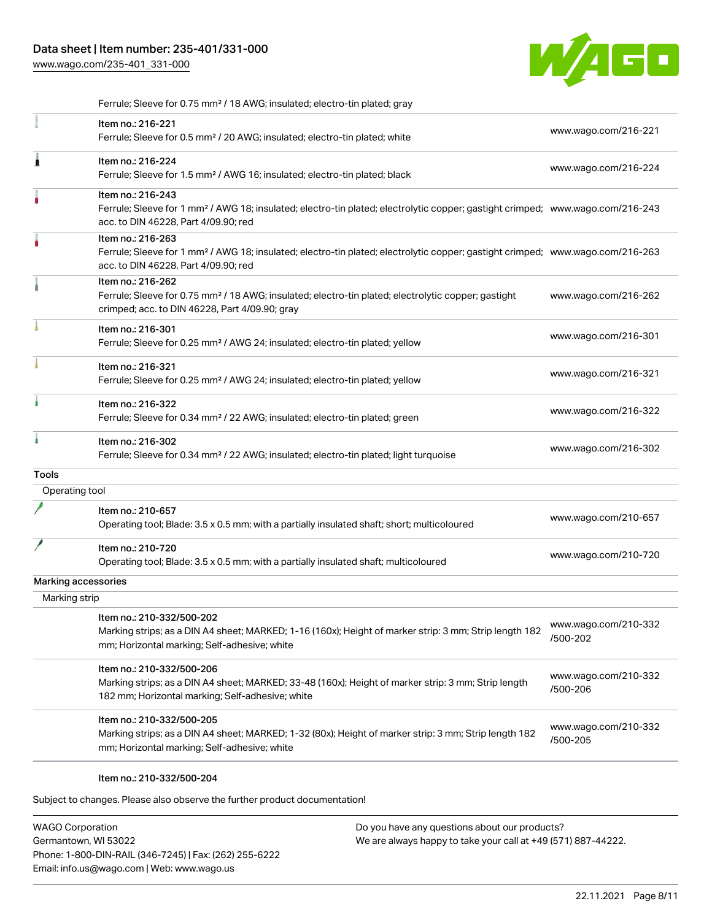Ferrule; Sleeve for 0.75 mm² / 18 AWG; insulated; electro-tin plated; gray

| Item | Link |
|---|---|
| Item no.: 216-221<br>Ferrule; Sleeve for 0.5 mm² / 20 AWG; insulated; electro-tin plated; white | www.wago.com/216-221 |
| Item no.: 216-224<br>Ferrule; Sleeve for 1.5 mm² / AWG 16; insulated; electro-tin plated; black | www.wago.com/216-224 |
| Item no.: 216-243<br>Ferrule; Sleeve for 1 mm² / AWG 18; insulated; electro-tin plated; electrolytic copper; gastight crimped; acc. to DIN 46228, Part 4/09.90; red | www.wago.com/216-243 |
| Item no.: 216-263<br>Ferrule; Sleeve for 1 mm² / AWG 18; insulated; electro-tin plated; electrolytic copper; gastight crimped; acc. to DIN 46228, Part 4/09.90; red | www.wago.com/216-263 |
| Item no.: 216-262<br>Ferrule; Sleeve for 0.75 mm² / 18 AWG; insulated; electro-tin plated; electrolytic copper; gastight crimped; acc. to DIN 46228, Part 4/09.90; gray | www.wago.com/216-262 |
| Item no.: 216-301<br>Ferrule; Sleeve for 0.25 mm² / AWG 24; insulated; electro-tin plated; yellow | www.wago.com/216-301 |
| Item no.: 216-321<br>Ferrule; Sleeve for 0.25 mm² / AWG 24; insulated; electro-tin plated; yellow | www.wago.com/216-321 |
| Item no.: 216-322<br>Ferrule; Sleeve for 0.34 mm² / 22 AWG; insulated; electro-tin plated; green | www.wago.com/216-322 |
| Item no.: 216-302<br>Ferrule; Sleeve for 0.34 mm² / 22 AWG; insulated; electro-tin plated; light turquoise | www.wago.com/216-302 |

## Tools

### Operating tool

| Item | Link |
|---|---|
| Item no.: 210-657<br>Operating tool; Blade: 3.5 x 0.5 mm; with a partially insulated shaft; short; multicoloured | www.wago.com/210-657 |
| Item no.: 210-720<br>Operating tool; Blade: 3.5 x 0.5 mm; with a partially insulated shaft; multicoloured | www.wago.com/210-720 |

## Marking accessories

### Marking strip

| Item | Link |
|---|---|
| Item no.: 210-332/500-202<br>Marking strips; as a DIN A4 sheet; MARKED; 1-16 (160x); Height of marker strip: 3 mm; Strip length 182 mm; Horizontal marking; Self-adhesive; white | www.wago.com/210-332/500-202 |
| Item no.: 210-332/500-206<br>Marking strips; as a DIN A4 sheet; MARKED; 33-48 (160x); Height of marker strip: 3 mm; Strip length 182 mm; Horizontal marking; Self-adhesive; white | www.wago.com/210-332/500-206 |
| Item no.: 210-332/500-205<br>Marking strips; as a DIN A4 sheet; MARKED; 1-32 (80x); Height of marker strip: 3 mm; Strip length 182 mm; Horizontal marking; Self-adhesive; white | www.wago.com/210-332/500-205 |

Item no.: 210-332/500-204

Subject to changes. Please also observe the further product documentation!

WAGO Corporation
Germantown, WI 53022
Phone: 1-800-DIN-RAIL (346-7245) | Fax: (262) 255-6222
Email: info.us@wago.com | Web: www.wago.us

Do you have any questions about our products?
We are always happy to take your call at +49 (571) 887-44222.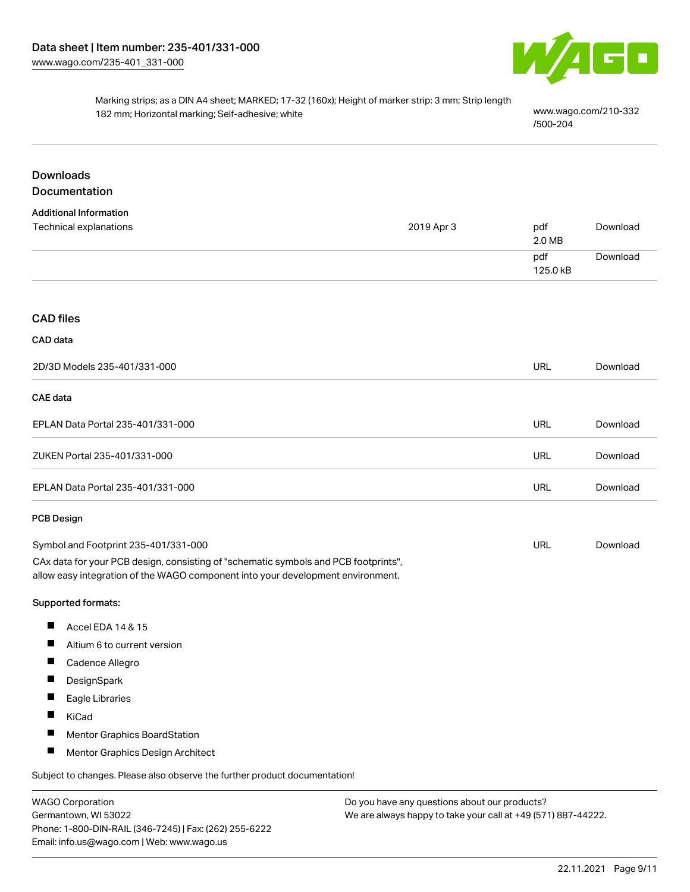Marking strips; as a DIN A4 sheet; MARKED; 17-32 (160x); Height of marker strip: 3 mm; Strip length 182 mm; Horizontal marking; Self-adhesive; white

www.wago.com/210-332/500-204

## Downloads

### Documentation

**Additional Information**

| | | | |
|---|---|---|---|
| Technical explanations | 2019 Apr 3 | pdf 2.0 MB | Download |
| | | pdf 125.0 kB | Download |

## CAD files

**CAD data**

| | | |
|---|---|---|
| 2D/3D Models 235-401/331-000 | URL | Download |

**CAE data**

| | | |
|---|---|---|
| EPLAN Data Portal 235-401/331-000 | URL | Download |
| ZUKEN Portal 235-401/331-000 | URL | Download |
| EPLAN Data Portal 235-401/331-000 | URL | Download |

**PCB Design**

| | | |
|---|---|---|
| Symbol and Footprint 235-401/331-000 | URL | Download |

CAx data for your PCB design, consisting of "schematic symbols and PCB footprints", allow easy integration of the WAGO component into your development environment.

**Supported formats:**

- Accel EDA 14 & 15
- Altium 6 to current version
- Cadence Allegro
- DesignSpark
- Eagle Libraries
- KiCad
- Mentor Graphics BoardStation
- Mentor Graphics Design Architect

Subject to changes. Please also observe the further product documentation!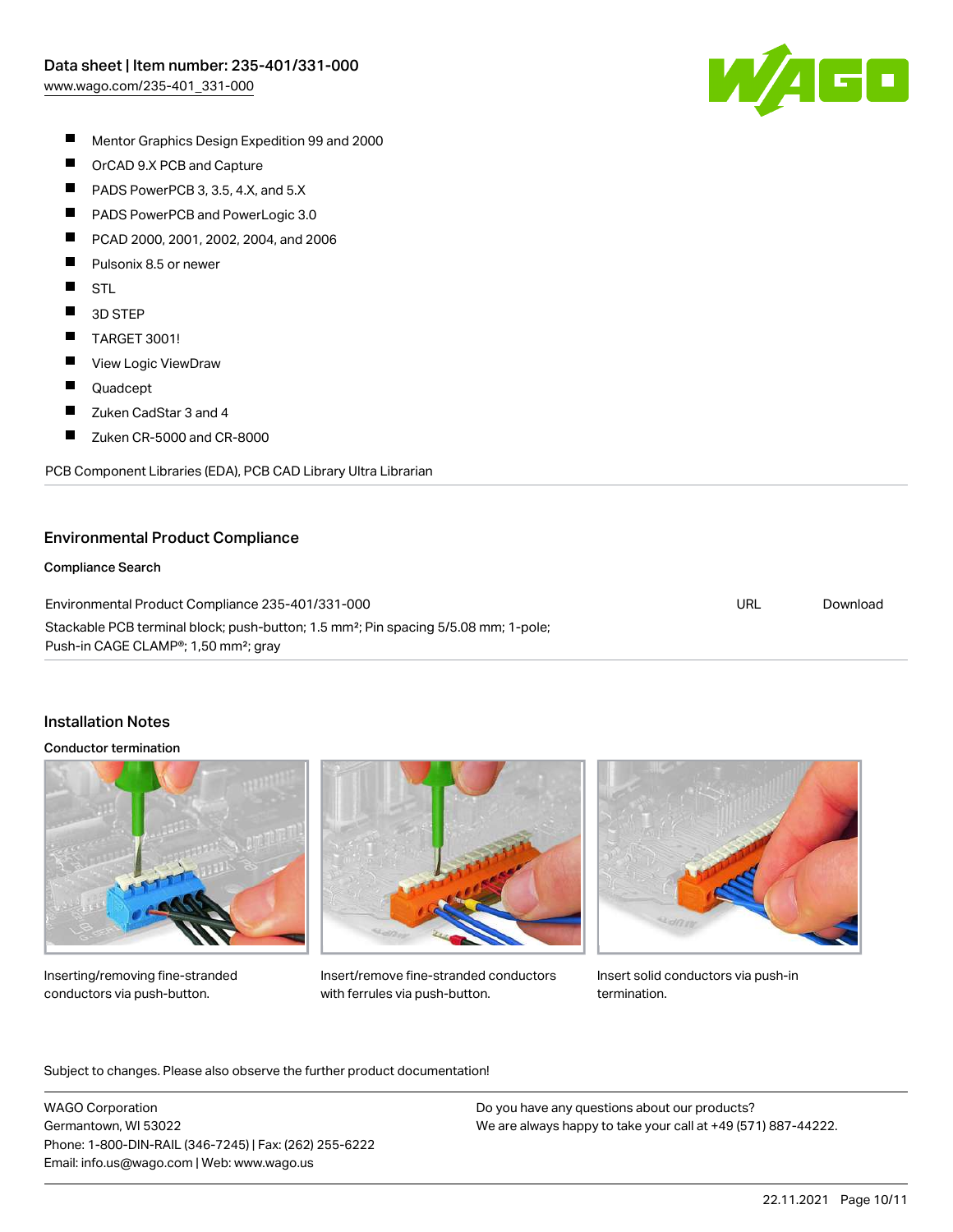- Mentor Graphics Design Expedition 99 and 2000
- OrCAD 9.X PCB and Capture
- PADS PowerPCB 3, 3.5, 4.X, and 5.X
- PADS PowerPCB and PowerLogic 3.0
- PCAD 2000, 2001, 2002, 2004, and 2006
- Pulsonix 8.5 or newer
- STL
- 3D STEP
- TARGET 3001!
- View Logic ViewDraw
- Quadcept
- Zuken CadStar 3 and 4
- Zuken CR-5000 and CR-8000

PCB Component Libraries (EDA), PCB CAD Library Ultra Librarian

## Environmental Product Compliance

### Compliance Search

| | | |
|---|---|---|
| Environmental Product Compliance 235-401/331-000<br>Stackable PCB terminal block; push-button; 1.5 mm²; Pin spacing 5/5.08 mm; 1-pole; Push-in CAGE CLAMP®; 1,50 mm²; gray | URL | Download |

## Installation Notes

### Conductor termination

Inserting/removing fine-stranded conductors via push-button.

Insert/remove fine-stranded conductors with ferrules via push-button.

Insert solid conductors via push-in termination.

Subject to changes. Please also observe the further product documentation!

WAGO Corporation
Germantown, WI 53022
Phone: 1-800-DIN-RAIL (346-7245) | Fax: (262) 255-6222
Email: info.us@wago.com | Web: www.wago.us

Do you have any questions about our products?
We are always happy to take your call at +49 (571) 887-44222.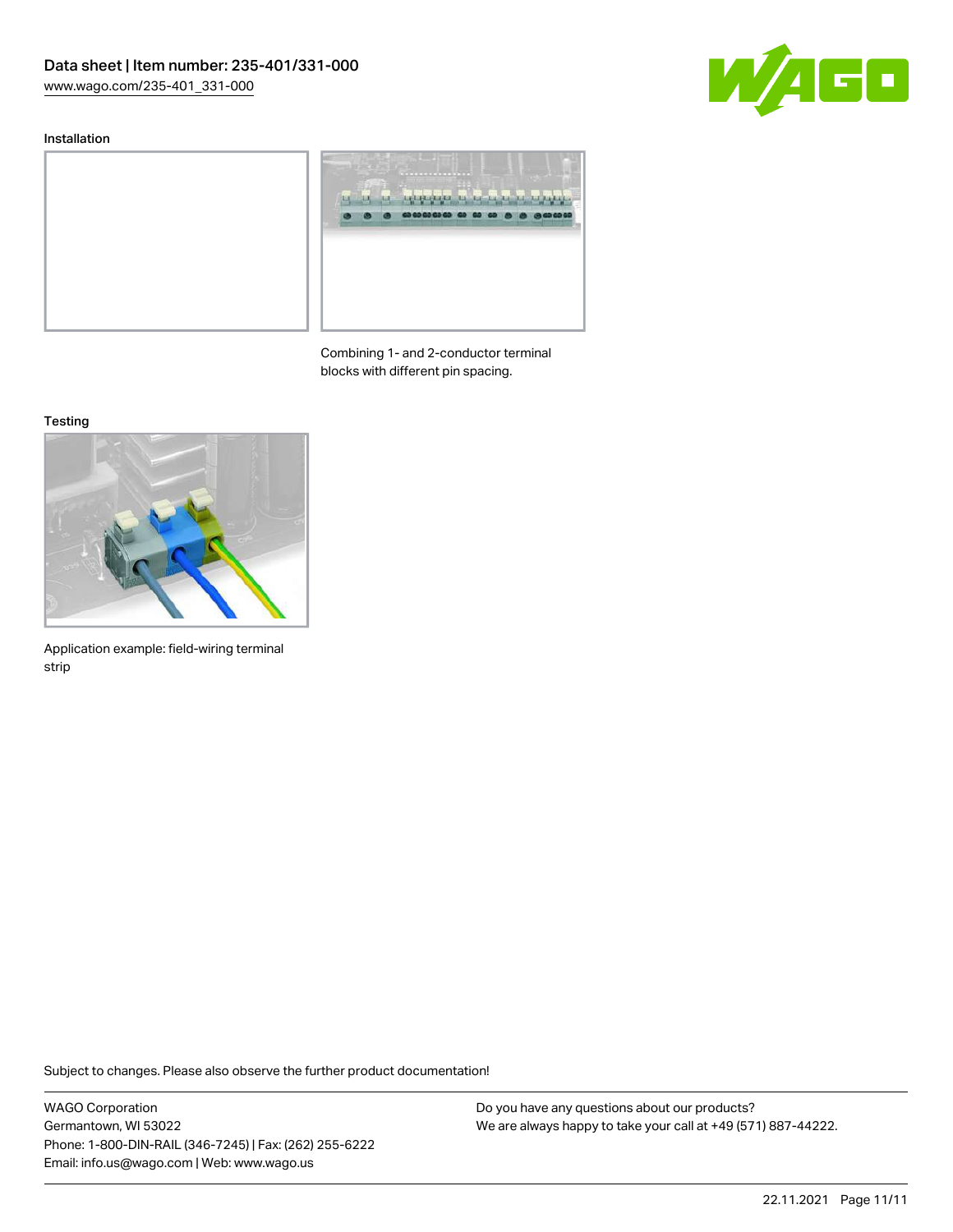## Installation

Combining 1- and 2-conductor terminal blocks with different pin spacing.

## Testing

Application example: field-wiring terminal strip

Subject to changes. Please also observe the further product documentation!

WAGO Corporation
Germantown, WI 53022
Phone: 1-800-DIN-RAIL (346-7245) | Fax: (262) 255-6222
Email: info.us@wago.com | Web: www.wago.us

Do you have any questions about our products?
We are always happy to take your call at +49 (571) 887-44222.